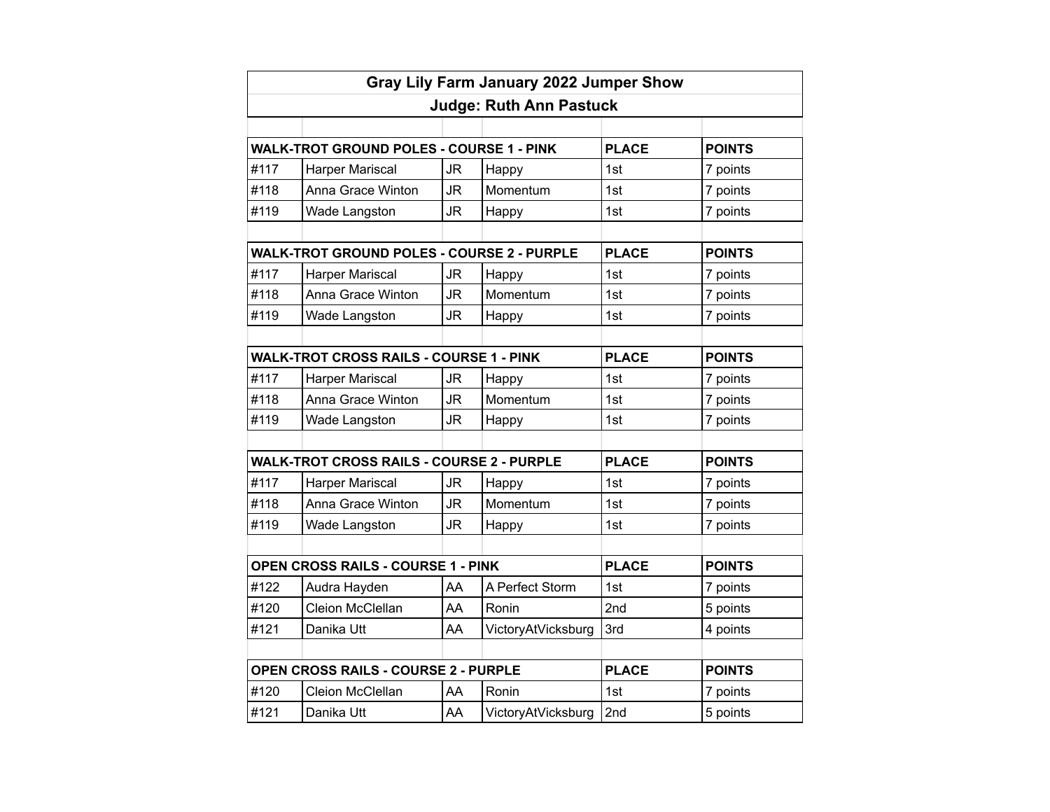# Gray Lily Farm January 2022 Jumper Show

## Judge: Ruth Ann Pastuck

| WALK-TROT GROUND POLES - COURSE 1 - PINK | | | | PLACE | POINTS |
|---|---|---|---|---|---|
| #117 | Harper Mariscal | JR | Happy | 1st | 7 points |
| #118 | Anna Grace Winton | JR | Momentum | 1st | 7 points |
| #119 | Wade Langston | JR | Happy | 1st | 7 points |

| WALK-TROT GROUND POLES - COURSE 2 - PURPLE | | | | PLACE | POINTS |
|---|---|---|---|---|---|
| #117 | Harper Mariscal | JR | Happy | 1st | 7 points |
| #118 | Anna Grace Winton | JR | Momentum | 1st | 7 points |
| #119 | Wade Langston | JR | Happy | 1st | 7 points |

| WALK-TROT CROSS RAILS - COURSE 1 - PINK | | | | PLACE | POINTS |
|---|---|---|---|---|---|
| #117 | Harper Mariscal | JR | Happy | 1st | 7 points |
| #118 | Anna Grace Winton | JR | Momentum | 1st | 7 points |
| #119 | Wade Langston | JR | Happy | 1st | 7 points |

| WALK-TROT CROSS RAILS - COURSE 2 - PURPLE | | | | PLACE | POINTS |
|---|---|---|---|---|---|
| #117 | Harper Mariscal | JR | Happy | 1st | 7 points |
| #118 | Anna Grace Winton | JR | Momentum | 1st | 7 points |
| #119 | Wade Langston | JR | Happy | 1st | 7 points |

| OPEN CROSS RAILS - COURSE 1 - PINK | | | | PLACE | POINTS |
|---|---|---|---|---|---|
| #122 | Audra Hayden | AA | A Perfect Storm | 1st | 7 points |
| #120 | Cleion McClellan | AA | Ronin | 2nd | 5 points |
| #121 | Danika Utt | AA | VictoryAtVicksburg | 3rd | 4 points |

| OPEN CROSS RAILS - COURSE 2 - PURPLE | | | | PLACE | POINTS |
|---|---|---|---|---|---|
| #120 | Cleion McClellan | AA | Ronin | 1st | 7 points |
| #121 | Danika Utt | AA | VictoryAtVicksburg | 2nd | 5 points |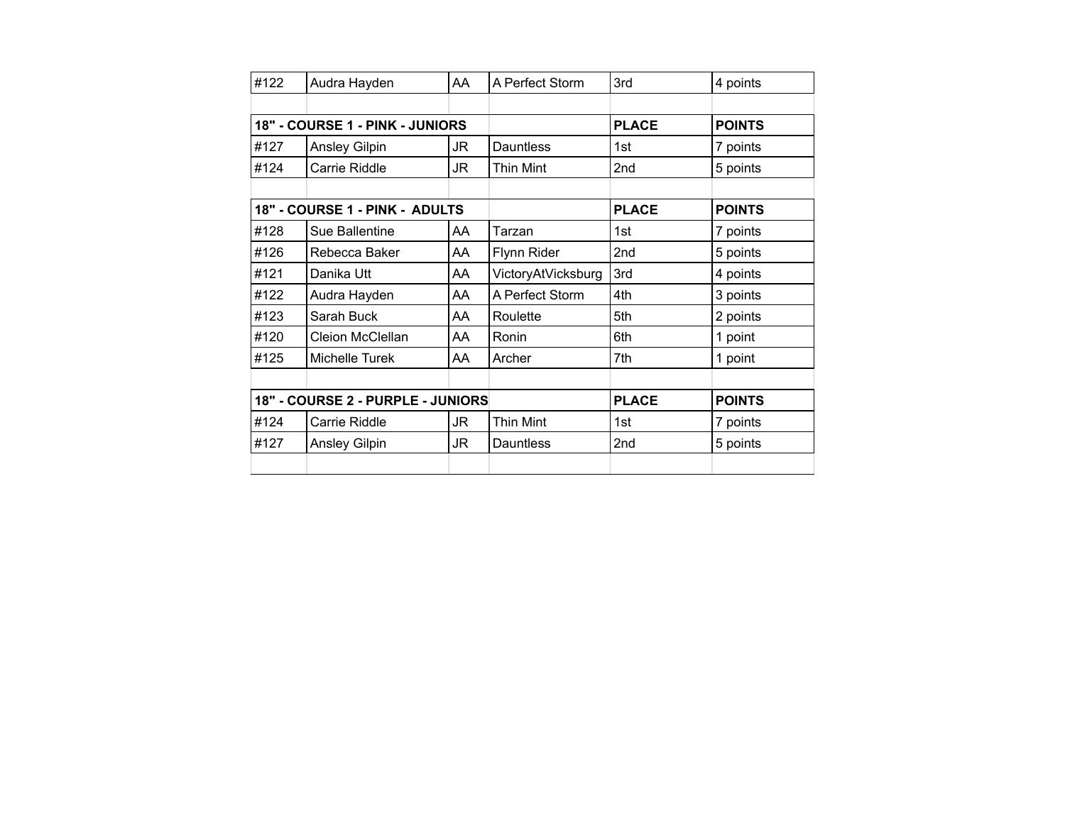| | | | | | |
|---|---|---|---|---|---|
| #122 | Audra Hayden | AA | A Perfect Storm | 3rd | 4 points |

| 18" - COURSE 1 - PINK - JUNIORS | | | | PLACE | POINTS |
|---|---|---|---|---|---|
| #127 | Ansley Gilpin | JR | Dauntless | 1st | 7 points |
| #124 | Carrie Riddle | JR | Thin Mint | 2nd | 5 points |

| 18" - COURSE 1 - PINK - ADULTS | | | | PLACE | POINTS |
|---|---|---|---|---|---|
| #128 | Sue Ballentine | AA | Tarzan | 1st | 7 points |
| #126 | Rebecca Baker | AA | Flynn Rider | 2nd | 5 points |
| #121 | Danika Utt | AA | VictoryAtVicksburg | 3rd | 4 points |
| #122 | Audra Hayden | AA | A Perfect Storm | 4th | 3 points |
| #123 | Sarah Buck | AA | Roulette | 5th | 2 points |
| #120 | Cleion McClellan | AA | Ronin | 6th | 1 point |
| #125 | Michelle Turek | AA | Archer | 7th | 1 point |

| 18" - COURSE 2 - PURPLE - JUNIORS | | | | PLACE | POINTS |
|---|---|---|---|---|---|
| #124 | Carrie Riddle | JR | Thin Mint | 1st | 7 points |
| #127 | Ansley Gilpin | JR | Dauntless | 2nd | 5 points |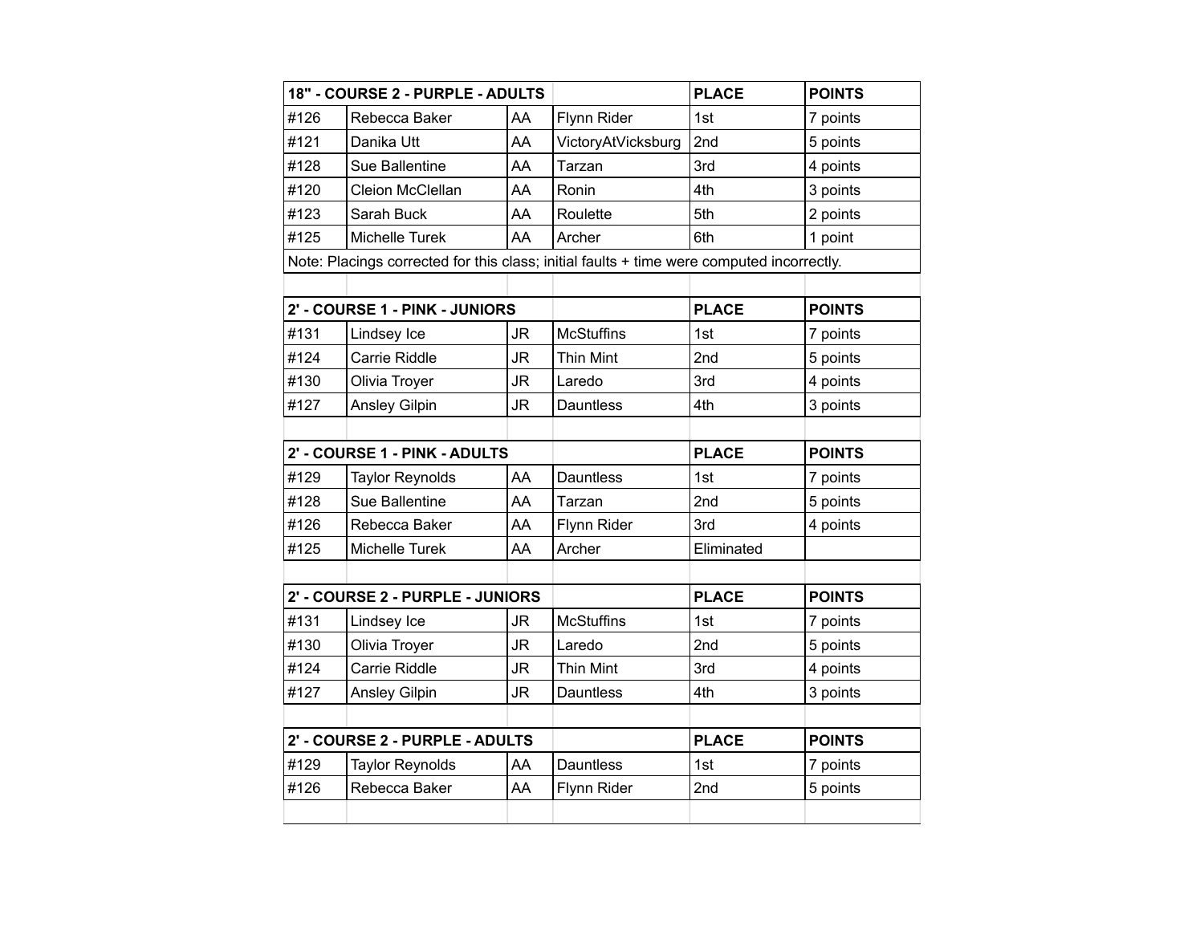| 18" - COURSE 2 - PURPLE - ADULTS | | | | PLACE | POINTS |
|---|---|---|---|---|---|
| #126 | Rebecca Baker | AA | Flynn Rider | 1st | 7 points |
| #121 | Danika Utt | AA | VictoryAtVicksburg | 2nd | 5 points |
| #128 | Sue Ballentine | AA | Tarzan | 3rd | 4 points |
| #120 | Cleion McClellan | AA | Ronin | 4th | 3 points |
| #123 | Sarah Buck | AA | Roulette | 5th | 2 points |
| #125 | Michelle Turek | AA | Archer | 6th | 1 point |
| Note: Placings corrected for this class; initial faults + time were computed incorrectly. | | | | | |

| 2' - COURSE 1 - PINK - JUNIORS | | | | PLACE | POINTS |
|---|---|---|---|---|---|
| #131 | Lindsey Ice | JR | McStuffins | 1st | 7 points |
| #124 | Carrie Riddle | JR | Thin Mint | 2nd | 5 points |
| #130 | Olivia Troyer | JR | Laredo | 3rd | 4 points |
| #127 | Ansley Gilpin | JR | Dauntless | 4th | 3 points |

| 2' - COURSE 1 - PINK - ADULTS | | | | PLACE | POINTS |
|---|---|---|---|---|---|
| #129 | Taylor Reynolds | AA | Dauntless | 1st | 7 points |
| #128 | Sue Ballentine | AA | Tarzan | 2nd | 5 points |
| #126 | Rebecca Baker | AA | Flynn Rider | 3rd | 4 points |
| #125 | Michelle Turek | AA | Archer | Eliminated | |

| 2' - COURSE 2 - PURPLE - JUNIORS | | | | PLACE | POINTS |
|---|---|---|---|---|---|
| #131 | Lindsey Ice | JR | McStuffins | 1st | 7 points |
| #130 | Olivia Troyer | JR | Laredo | 2nd | 5 points |
| #124 | Carrie Riddle | JR | Thin Mint | 3rd | 4 points |
| #127 | Ansley Gilpin | JR | Dauntless | 4th | 3 points |

| 2' - COURSE 2 - PURPLE - ADULTS | | | | PLACE | POINTS |
|---|---|---|---|---|---|
| #129 | Taylor Reynolds | AA | Dauntless | 1st | 7 points |
| #126 | Rebecca Baker | AA | Flynn Rider | 2nd | 5 points |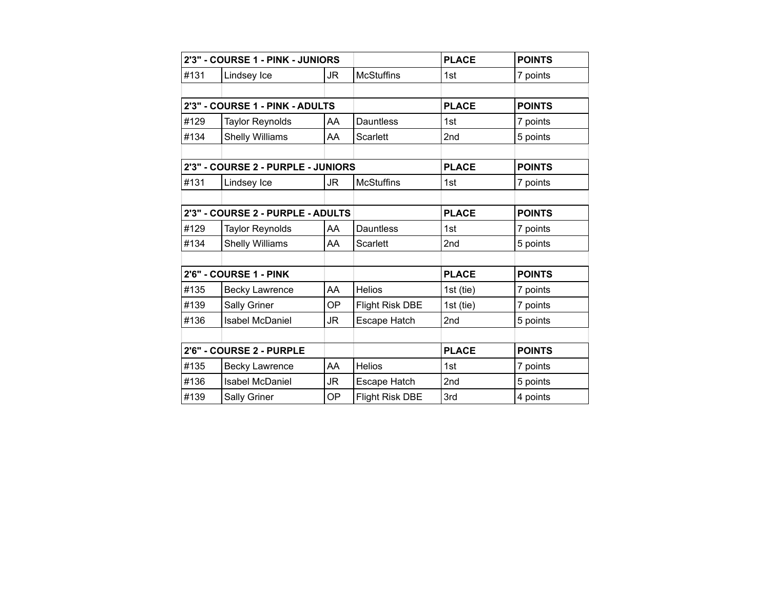| 2'3" - COURSE 1 - PINK - JUNIORS | | | | PLACE | POINTS |
|---|---|---|---|---|---|
| #131 | Lindsey Ice | JR | McStuffins | 1st | 7 points |

| 2'3" - COURSE 1 - PINK - ADULTS | | | | PLACE | POINTS |
|---|---|---|---|---|---|
| #129 | Taylor Reynolds | AA | Dauntless | 1st | 7 points |
| #134 | Shelly Williams | AA | Scarlett | 2nd | 5 points |

| 2'3" - COURSE 2 - PURPLE - JUNIORS | | | | PLACE | POINTS |
|---|---|---|---|---|---|
| #131 | Lindsey Ice | JR | McStuffins | 1st | 7 points |

| 2'3" - COURSE 2 - PURPLE - ADULTS | | | | PLACE | POINTS |
|---|---|---|---|---|---|
| #129 | Taylor Reynolds | AA | Dauntless | 1st | 7 points |
| #134 | Shelly Williams | AA | Scarlett | 2nd | 5 points |

| 2'6" - COURSE 1 - PINK | | | | PLACE | POINTS |
|---|---|---|---|---|---|
| #135 | Becky Lawrence | AA | Helios | 1st (tie) | 7 points |
| #139 | Sally Griner | OP | Flight Risk DBE | 1st (tie) | 7 points |
| #136 | Isabel McDaniel | JR | Escape Hatch | 2nd | 5 points |

| 2'6" - COURSE 2 - PURPLE | | | | PLACE | POINTS |
|---|---|---|---|---|---|
| #135 | Becky Lawrence | AA | Helios | 1st | 7 points |
| #136 | Isabel McDaniel | JR | Escape Hatch | 2nd | 5 points |
| #139 | Sally Griner | OP | Flight Risk DBE | 3rd | 4 points |